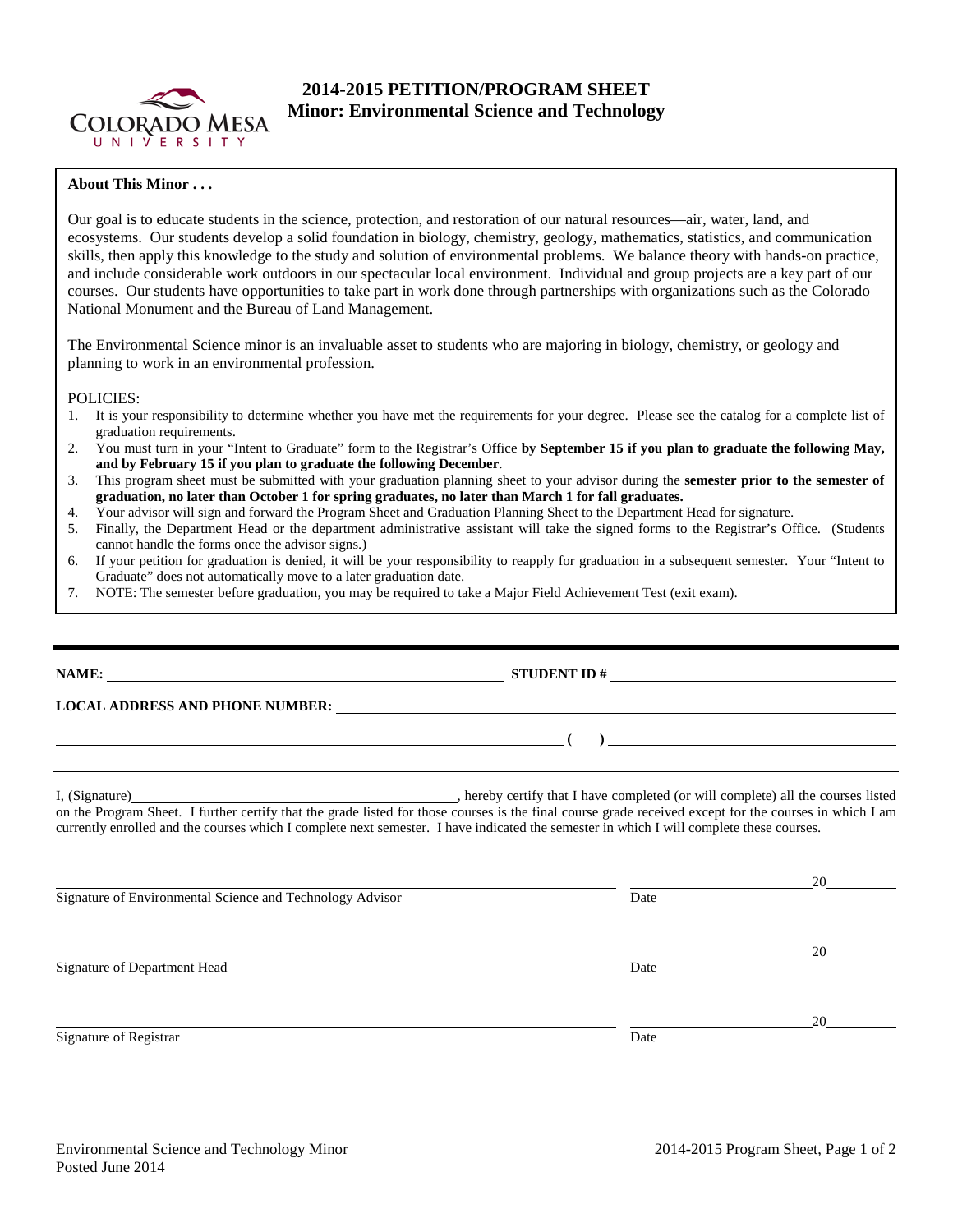# 2014-2015 PETITION/PROGRAM SHEET
## Minor: Environmental Science and Technology

**About This Minor . . .**

Our goal is to educate students in the science, protection, and restoration of our natural resources—air, water, land, and ecosystems. Our students develop a solid foundation in biology, chemistry, geology, mathematics, statistics, and communication skills, then apply this knowledge to the study and solution of environmental problems. We balance theory with hands-on practice, and include considerable work outdoors in our spectacular local environment. Individual and group projects are a key part of our courses. Our students have opportunities to take part in work done through partnerships with organizations such as the Colorado National Monument and the Bureau of Land Management.

The Environmental Science minor is an invaluable asset to students who are majoring in biology, chemistry, or geology and planning to work in an environmental profession.

POLICIES:

1. It is your responsibility to determine whether you have met the requirements for your degree. Please see the catalog for a complete list of graduation requirements.
2. You must turn in your "Intent to Graduate" form to the Registrar's Office **by September 15 if you plan to graduate the following May, and by February 15 if you plan to graduate the following December**.
3. This program sheet must be submitted with your graduation planning sheet to your advisor during the **semester prior to the semester of graduation, no later than October 1 for spring graduates, no later than March 1 for fall graduates.**
4. Your advisor will sign and forward the Program Sheet and Graduation Planning Sheet to the Department Head for signature.
5. Finally, the Department Head or the department administrative assistant will take the signed forms to the Registrar's Office. (Students cannot handle the forms once the advisor signs.)
6. If your petition for graduation is denied, it will be your responsibility to reapply for graduation in a subsequent semester. Your "Intent to Graduate" does not automatically move to a later graduation date.
7. NOTE: The semester before graduation, you may be required to take a Major Field Achievement Test (exit exam).

---

**NAME:** ______________________________ **STUDENT ID #** ______________________________

**LOCAL ADDRESS AND PHONE NUMBER:** ______________________________

______________________________ **(    )** ______________________________

I, (Signature) ______________________________, hereby certify that I have completed (or will complete) all the courses listed on the Program Sheet. I further certify that the grade listed for those courses is the final course grade received except for the courses in which I am currently enrolled and the courses which I complete next semester. I have indicated the semester in which I will complete these courses.

______________________________ ______________ 20______
Signature of Environmental Science and Technology Advisor — Date

______________________________ ______________ 20______
Signature of Department Head — Date

______________________________ ______________ 20______
Signature of Registrar — Date

Environmental Science and Technology Minor
Posted June 2014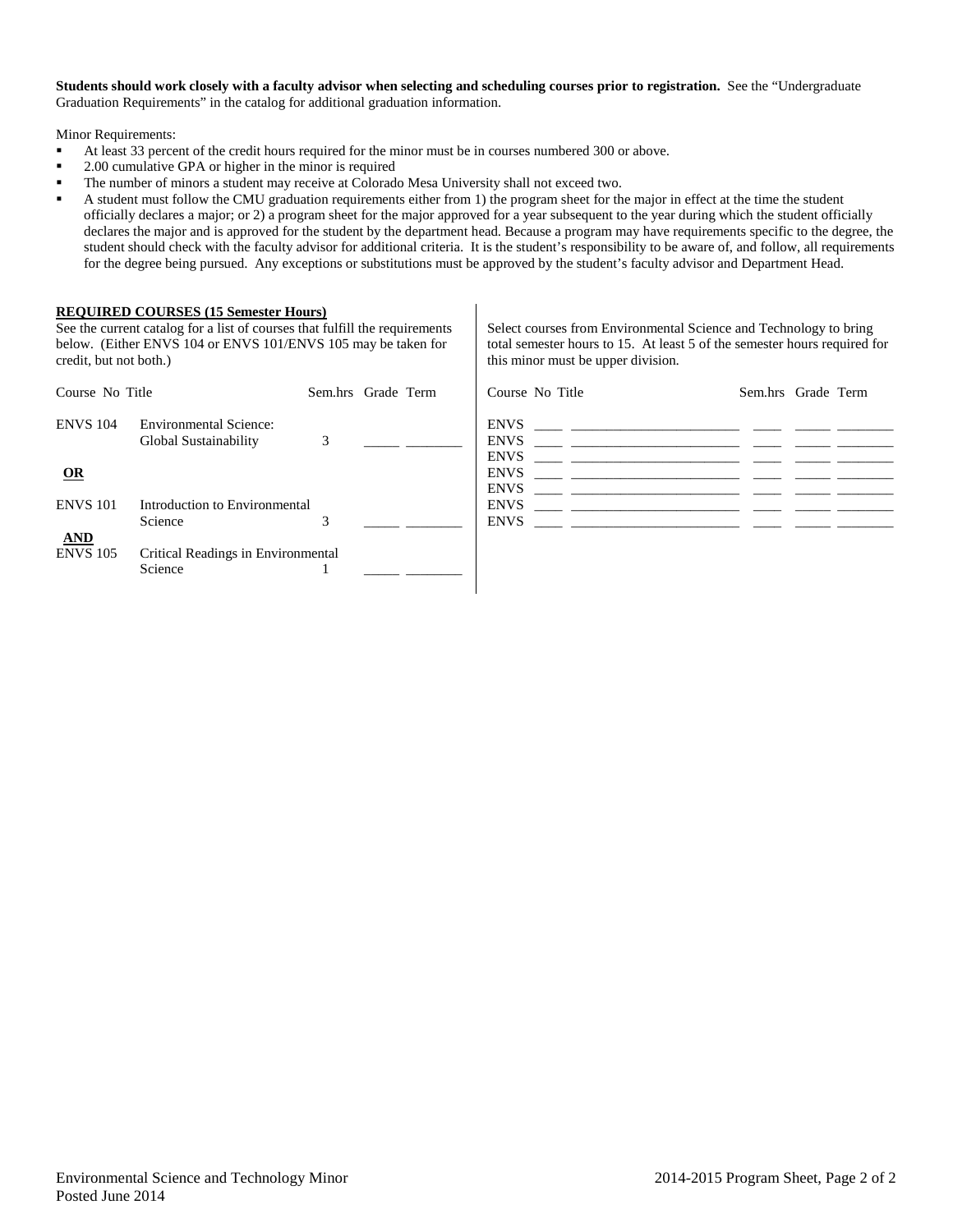**Students should work closely with a faculty advisor when selecting and scheduling courses prior to registration.** See the "Undergraduate Graduation Requirements" in the catalog for additional graduation information.

Minor Requirements:

- At least 33 percent of the credit hours required for the minor must be in courses numbered 300 or above.
- 2.00 cumulative GPA or higher in the minor is required
- The number of minors a student may receive at Colorado Mesa University shall not exceed two.
- A student must follow the CMU graduation requirements either from 1) the program sheet for the major in effect at the time the student officially declares a major; or 2) a program sheet for the major approved for a year subsequent to the year during which the student officially declares the major and is approved for the student by the department head. Because a program may have requirements specific to the degree, the student should check with the faculty advisor for additional criteria. It is the student's responsibility to be aware of, and follow, all requirements for the degree being pursued. Any exceptions or substitutions must be approved by the student's faculty advisor and Department Head.

**REQUIRED COURSES (15 Semester Hours)**

See the current catalog for a list of courses that fulfill the requirements below. (Either ENVS 104 or ENVS 101/ENVS 105 may be taken for credit, but not both.)

| Course No | Title | Sem.hrs | Grade | Term |
|---|---|---|---|---|
| ENVS 104 | Environmental Science: Global Sustainability | 3 | _____ | ________ |
| **OR** | | | | |
| ENVS 101 | Introduction to Environmental Science | 3 | _____ | ________ |
| **AND** | | | | |
| ENVS 105 | Critical Readings in Environmental Science | 1 | _____ | ________ |

Select courses from Environmental Science and Technology to bring total semester hours to 15. At least 5 of the semester hours required for this minor must be upper division.

| Course No | Title | Sem.hrs | Grade | Term |
|---|---|---|---|---|
| ENVS ____ | ________________________ | ____ | _____ | ________ |
| ENVS ____ | ________________________ | ____ | _____ | ________ |
| ENVS ____ | ________________________ | ____ | _____ | ________ |
| ENVS ____ | ________________________ | ____ | _____ | ________ |
| ENVS ____ | ________________________ | ____ | _____ | ________ |
| ENVS ____ | ________________________ | ____ | _____ | ________ |
| ENVS ____ | ________________________ | ____ | _____ | ________ |